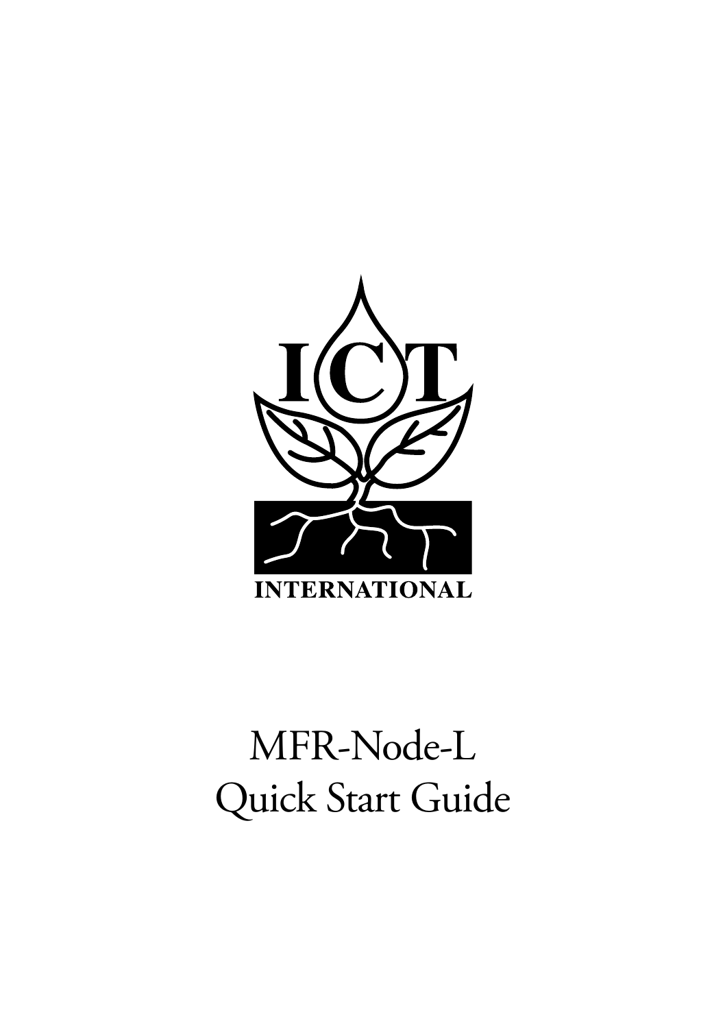ICT

INTERNATIONAL

# MFR-Node-L Quick Start Guide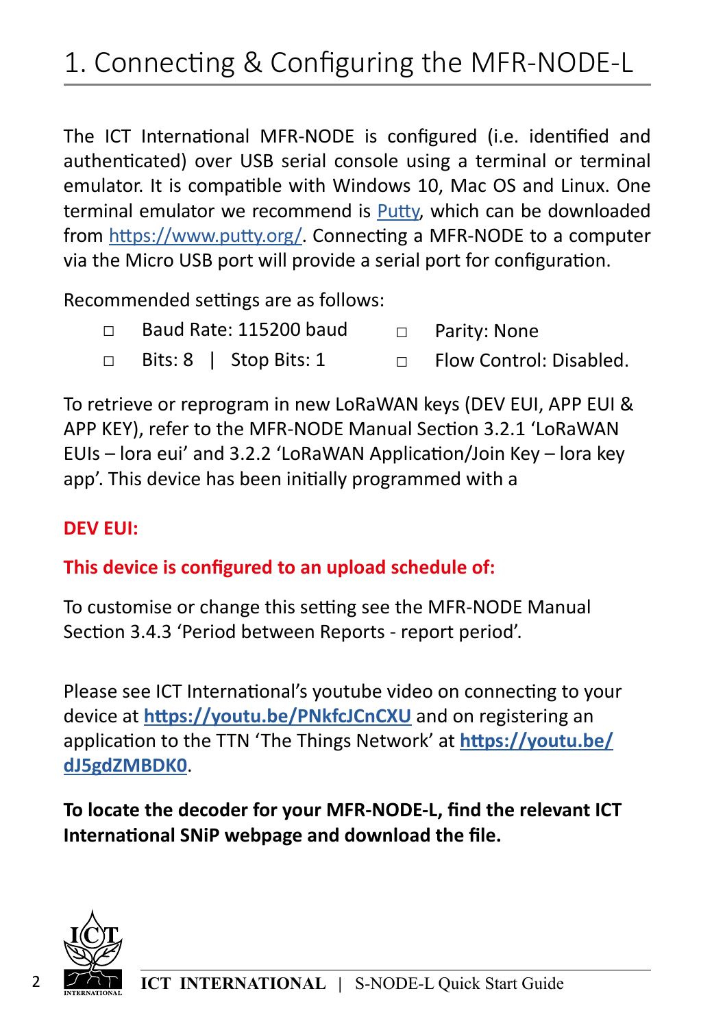# 1. Connecting & Configuring the MFR-NODE-L

The ICT International MFR-NODE is configured (i.e. identified and authenticated) over USB serial console using a terminal or terminal emulator. It is compatible with Windows 10, Mac OS and Linux. One terminal emulator we recommend is Putty, which can be downloaded from https://www.putty.org/. Connecting a MFR-NODE to a computer via the Micro USB port will provide a serial port for configuration.

Recommended settings are as follows:

- Baud Rate: 115200 baud
- Parity: None
- Bits: 8 | Stop Bits: 1
- Flow Control: Disabled.

To retrieve or reprogram in new LoRaWAN keys (DEV EUI, APP EUI & APP KEY), refer to the MFR-NODE Manual Section 3.2.1 'LoRaWAN EUIs – lora eui' and 3.2.2 'LoRaWAN Application/Join Key – lora key app'. This device has been initially programmed with a

**DEV EUI:**

**This device is configured to an upload schedule of:**

To customise or change this setting see the MFR-NODE Manual Section 3.4.3 'Period between Reports - report period'.

Please see ICT International's youtube video on connecting to your device at **https://youtu.be/PNkfcJCnCXU** and on registering an application to the TTN 'The Things Network' at **https://youtu.be/dJ5gdZMBDK0**.

**To locate the decoder for your MFR-NODE-L, find the relevant ICT International SNiP webpage and download the file.**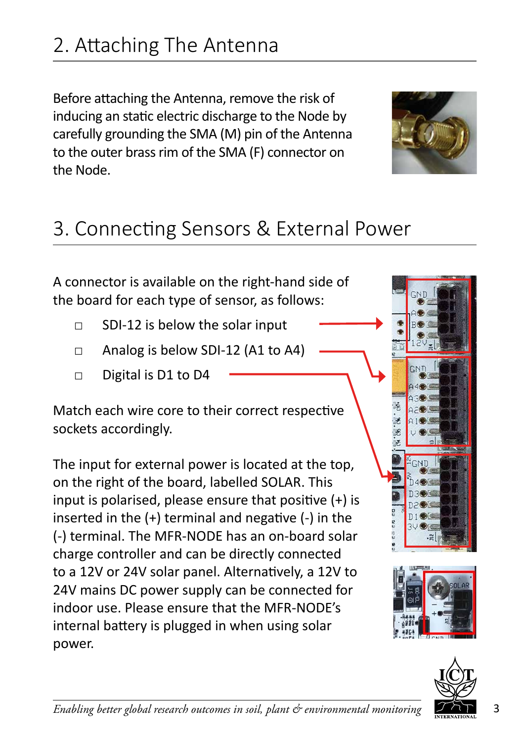## 2. Attaching The Antenna

Before attaching the Antenna, remove the risk of inducing an static electric discharge to the Node by carefully grounding the SMA (M) pin of the Antenna to the outer brass rim of the SMA (F) connector on the Node.

## 3. Connecting Sensors & External Power

A connector is available on the right-hand side of the board for each type of sensor, as follows:

- SDI-12 is below the solar input
- Analog is below SDI-12 (A1 to A4)
- Digital is D1 to D4

Match each wire core to their correct respective sockets accordingly.

The input for external power is located at the top, on the right of the board, labelled SOLAR. This input is polarised, please ensure that positive (+) is inserted in the (+) terminal and negative (-) in the (-) terminal. The MFR-NODE has an on-board solar charge controller and can be directly connected to a 12V or 24V solar panel. Alternatively, a 12V to 24V mains DC power supply can be connected for indoor use. Please ensure that the MFR-NODE's internal battery is plugged in when using solar power.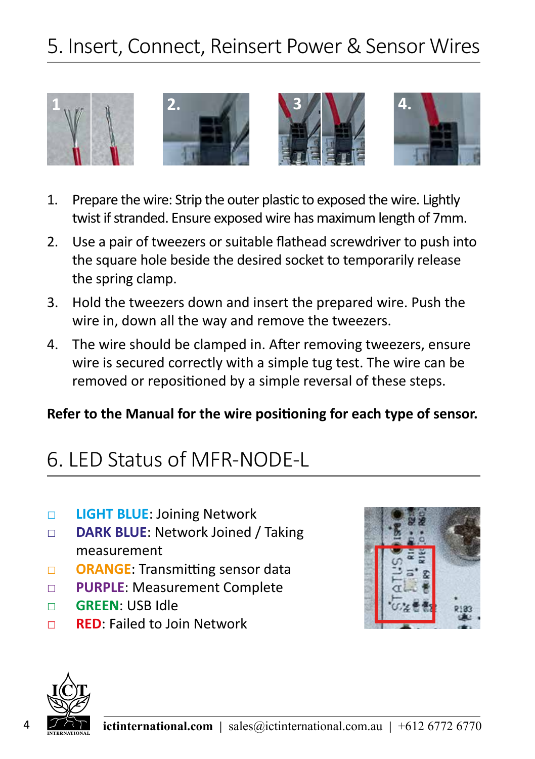## 5. Insert, Connect, Reinsert Power & Sensor Wires

1. Prepare the wire: Strip the outer plastic to exposed the wire. Lightly twist if stranded. Ensure exposed wire has maximum length of 7mm.
2. Use a pair of tweezers or suitable flathead screwdriver to push into the square hole beside the desired socket to temporarily release the spring clamp.
3. Hold the tweezers down and insert the prepared wire. Push the wire in, down all the way and remove the tweezers.
4. The wire should be clamped in. After removing tweezers, ensure wire is secured correctly with a simple tug test. The wire can be removed or repositioned by a simple reversal of these steps.

**Refer to the Manual for the wire positioning for each type of sensor.**

## 6. LED Status of MFR-NODE-L

- **LIGHT BLUE**: Joining Network
- **DARK BLUE**: Network Joined / Taking measurement
- **ORANGE**: Transmitting sensor data
- **PURPLE**: Measurement Complete
- **GREEN**: USB Idle
- **RED**: Failed to Join Network

**ictinternational.com** | sales@ictinternational.com.au | +612 6772 6770